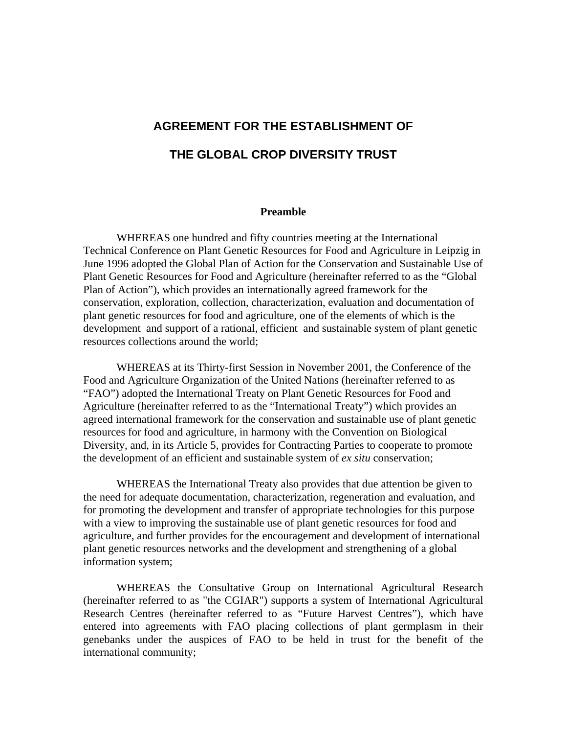# AGREEMENT FOR THE ESTABLISHMENT OF

# THE GLOBAL CROP DIVERSITY TRUST

## Preamble

WHEREAS one hundred and fifty countries meeting at the International Technical Conference on Plant Genetic Resources for Food and Agriculture in Leipzig in June 1996 adopted the Global Plan of Action for the Conservation and Sustainable Use of Plant Genetic Resources for Food and Agriculture (hereinafter referred to as the "Global Plan of Action"), which provides an internationally agreed framework for the conservation, exploration, collection, characterization, evaluation and documentation of plant genetic resources for food and agriculture, one of the elements of which is the development and support of a rational, efficient and sustainable system of plant genetic resources collections around the world;

WHEREAS at its Thirty-first Session in November 2001, the Conference of the Food and Agriculture Organization of the United Nations (hereinafter referred to as "FAO") adopted the International Treaty on Plant Genetic Resources for Food and Agriculture (hereinafter referred to as the "International Treaty") which provides an agreed international framework for the conservation and sustainable use of plant genetic resources for food and agriculture, in harmony with the Convention on Biological Diversity, and, in its Article 5, provides for Contracting Parties to cooperate to promote the development of an efficient and sustainable system of *ex situ* conservation;

WHEREAS the International Treaty also provides that due attention be given to the need for adequate documentation, characterization, regeneration and evaluation, and for promoting the development and transfer of appropriate technologies for this purpose with a view to improving the sustainable use of plant genetic resources for food and agriculture, and further provides for the encouragement and development of international plant genetic resources networks and the development and strengthening of a global information system;

WHEREAS the Consultative Group on International Agricultural Research (hereinafter referred to as "the CGIAR") supports a system of International Agricultural Research Centres (hereinafter referred to as "Future Harvest Centres"), which have entered into agreements with FAO placing collections of plant germplasm in their genebanks under the auspices of FAO to be held in trust for the benefit of the international community;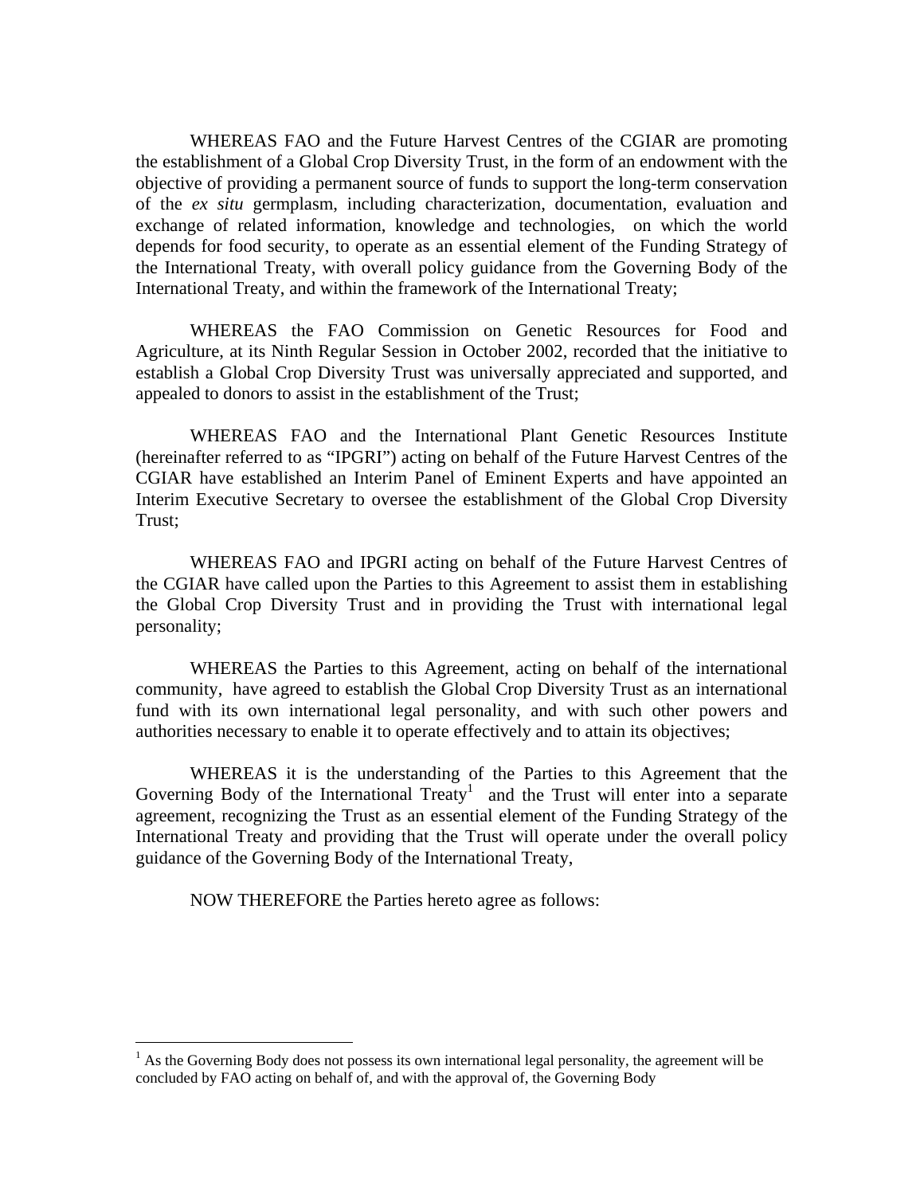WHEREAS FAO and the Future Harvest Centres of the CGIAR are promoting the establishment of a Global Crop Diversity Trust, in the form of an endowment with the objective of providing a permanent source of funds to support the long-term conservation of the *ex situ* germplasm, including characterization, documentation, evaluation and exchange of related information, knowledge and technologies, on which the world depends for food security, to operate as an essential element of the Funding Strategy of the International Treaty, with overall policy guidance from the Governing Body of the International Treaty, and within the framework of the International Treaty;

WHEREAS the FAO Commission on Genetic Resources for Food and Agriculture, at its Ninth Regular Session in October 2002, recorded that the initiative to establish a Global Crop Diversity Trust was universally appreciated and supported, and appealed to donors to assist in the establishment of the Trust;

WHEREAS FAO and the International Plant Genetic Resources Institute (hereinafter referred to as "IPGRI") acting on behalf of the Future Harvest Centres of the CGIAR have established an Interim Panel of Eminent Experts and have appointed an Interim Executive Secretary to oversee the establishment of the Global Crop Diversity Trust;

WHEREAS FAO and IPGRI acting on behalf of the Future Harvest Centres of the CGIAR have called upon the Parties to this Agreement to assist them in establishing the Global Crop Diversity Trust and in providing the Trust with international legal personality;

WHEREAS the Parties to this Agreement, acting on behalf of the international community, have agreed to establish the Global Crop Diversity Trust as an international fund with its own international legal personality, and with such other powers and authorities necessary to enable it to operate effectively and to attain its objectives;

WHEREAS it is the understanding of the Parties to this Agreement that the Governing Body of the International Treaty[1] and the Trust will enter into a separate agreement, recognizing the Trust as an essential element of the Funding Strategy of the International Treaty and providing that the Trust will operate under the overall policy guidance of the Governing Body of the International Treaty,

NOW THEREFORE the Parties hereto agree as follows:

---

[1] As the Governing Body does not possess its own international legal personality, the agreement will be concluded by FAO acting on behalf of, and with the approval of, the Governing Body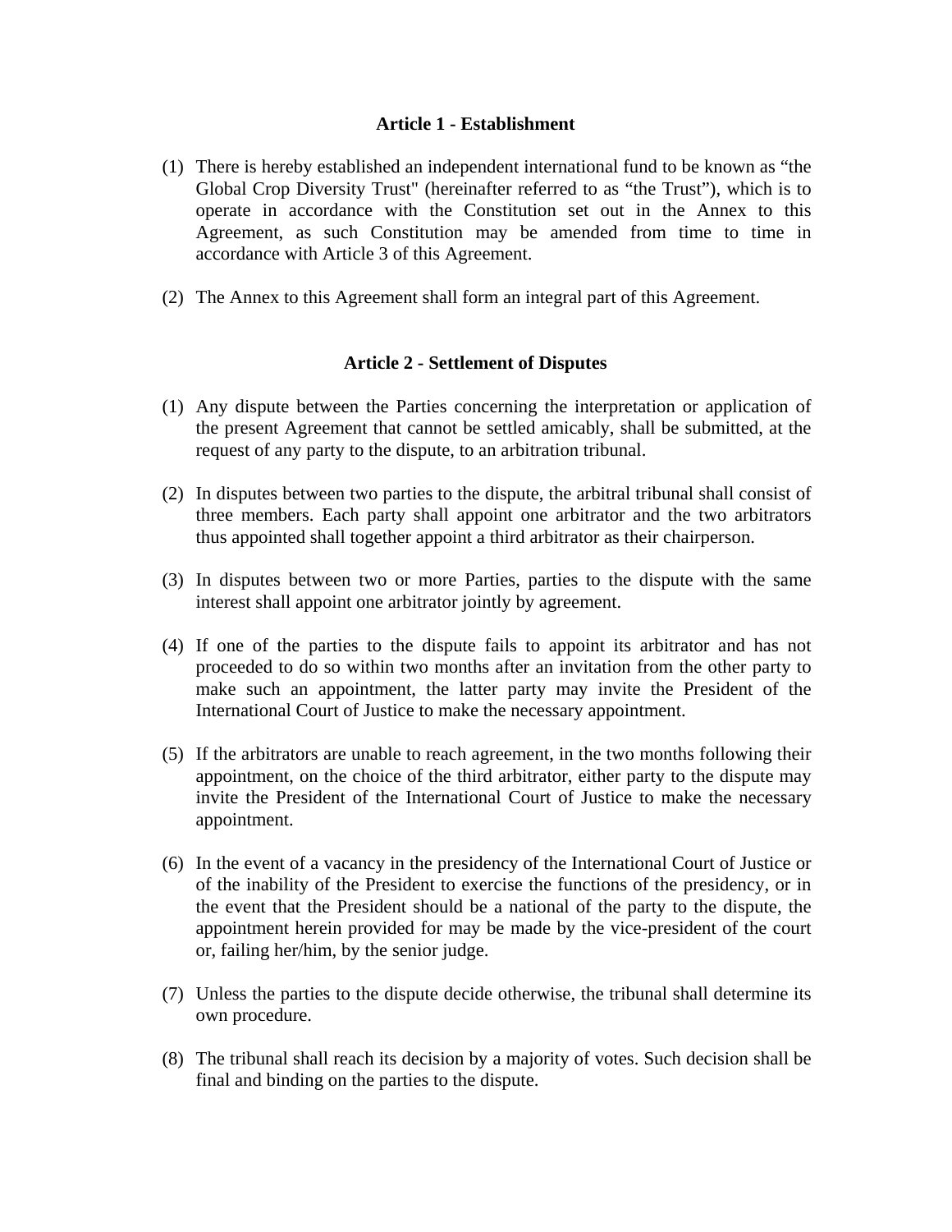### Article 1 - Establishment

(1) There is hereby established an independent international fund to be known as “the Global Crop Diversity Trust" (hereinafter referred to as “the Trust”), which is to operate in accordance with the Constitution set out in the Annex to this Agreement, as such Constitution may be amended from time to time in accordance with Article 3 of this Agreement.

(2) The Annex to this Agreement shall form an integral part of this Agreement.

### Article 2 - Settlement of Disputes

(1) Any dispute between the Parties concerning the interpretation or application of the present Agreement that cannot be settled amicably, shall be submitted, at the request of any party to the dispute, to an arbitration tribunal.

(2) In disputes between two parties to the dispute, the arbitral tribunal shall consist of three members. Each party shall appoint one arbitrator and the two arbitrators thus appointed shall together appoint a third arbitrator as their chairperson.

(3) In disputes between two or more Parties, parties to the dispute with the same interest shall appoint one arbitrator jointly by agreement.

(4) If one of the parties to the dispute fails to appoint its arbitrator and has not proceeded to do so within two months after an invitation from the other party to make such an appointment, the latter party may invite the President of the International Court of Justice to make the necessary appointment.

(5) If the arbitrators are unable to reach agreement, in the two months following their appointment, on the choice of the third arbitrator, either party to the dispute may invite the President of the International Court of Justice to make the necessary appointment.

(6) In the event of a vacancy in the presidency of the International Court of Justice or of the inability of the President to exercise the functions of the presidency, or in the event that the President should be a national of the party to the dispute, the appointment herein provided for may be made by the vice-president of the court or, failing her/him, by the senior judge.

(7) Unless the parties to the dispute decide otherwise, the tribunal shall determine its own procedure.

(8) The tribunal shall reach its decision by a majority of votes. Such decision shall be final and binding on the parties to the dispute.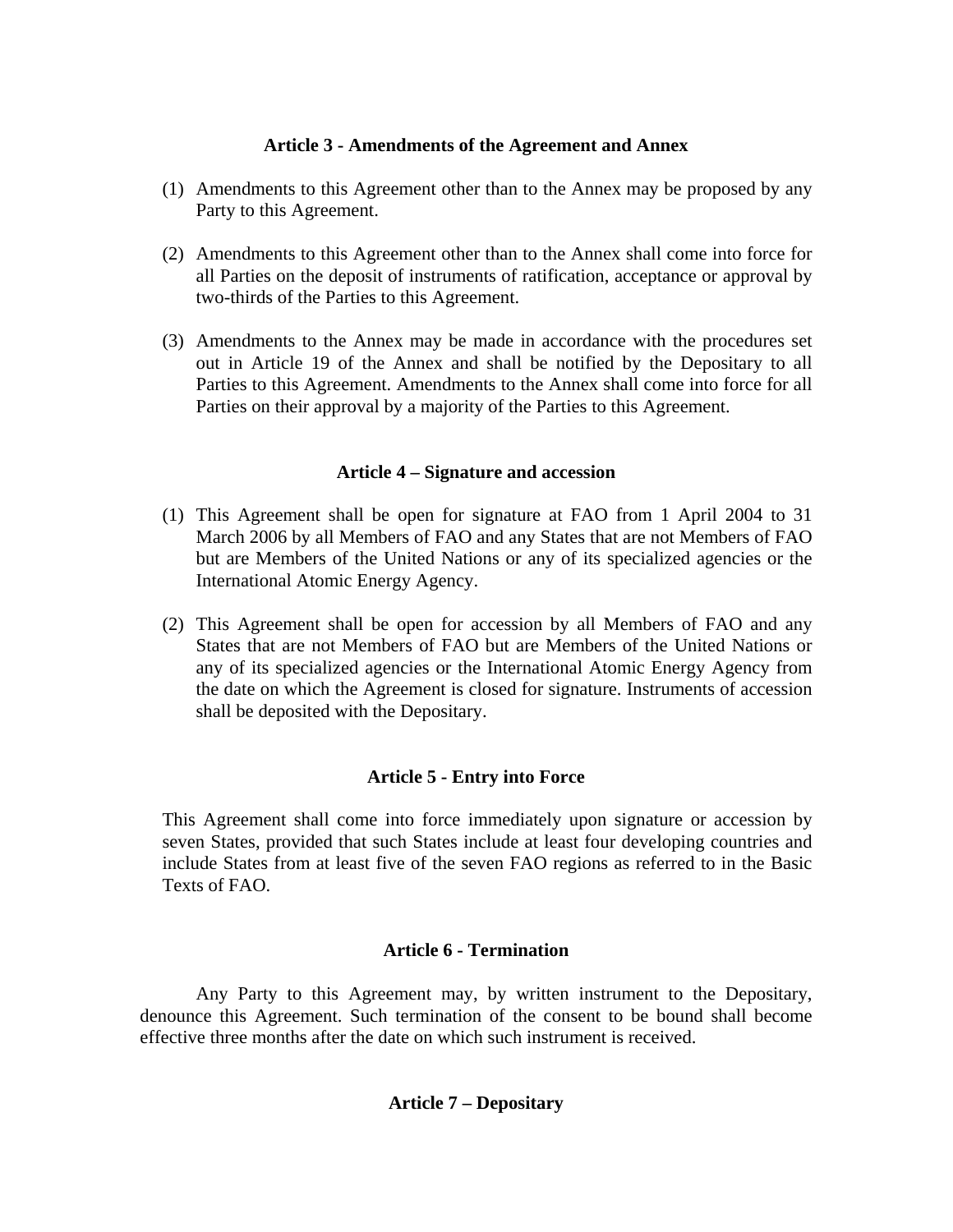### Article 3 - Amendments of the Agreement and Annex

(1) Amendments to this Agreement other than to the Annex may be proposed by any Party to this Agreement.

(2) Amendments to this Agreement other than to the Annex shall come into force for all Parties on the deposit of instruments of ratification, acceptance or approval by two-thirds of the Parties to this Agreement.

(3) Amendments to the Annex may be made in accordance with the procedures set out in Article 19 of the Annex and shall be notified by the Depositary to all Parties to this Agreement. Amendments to the Annex shall come into force for all Parties on their approval by a majority of the Parties to this Agreement.

### Article 4 – Signature and accession

(1) This Agreement shall be open for signature at FAO from 1 April 2004 to 31 March 2006 by all Members of FAO and any States that are not Members of FAO but are Members of the United Nations or any of its specialized agencies or the International Atomic Energy Agency.

(2) This Agreement shall be open for accession by all Members of FAO and any States that are not Members of FAO but are Members of the United Nations or any of its specialized agencies or the International Atomic Energy Agency from the date on which the Agreement is closed for signature. Instruments of accession shall be deposited with the Depositary.

### Article 5 - Entry into Force

This Agreement shall come into force immediately upon signature or accession by seven States, provided that such States include at least four developing countries and include States from at least five of the seven FAO regions as referred to in the Basic Texts of FAO.

### Article 6 - Termination

Any Party to this Agreement may, by written instrument to the Depositary, denounce this Agreement. Such termination of the consent to be bound shall become effective three months after the date on which such instrument is received.

### Article 7 – Depositary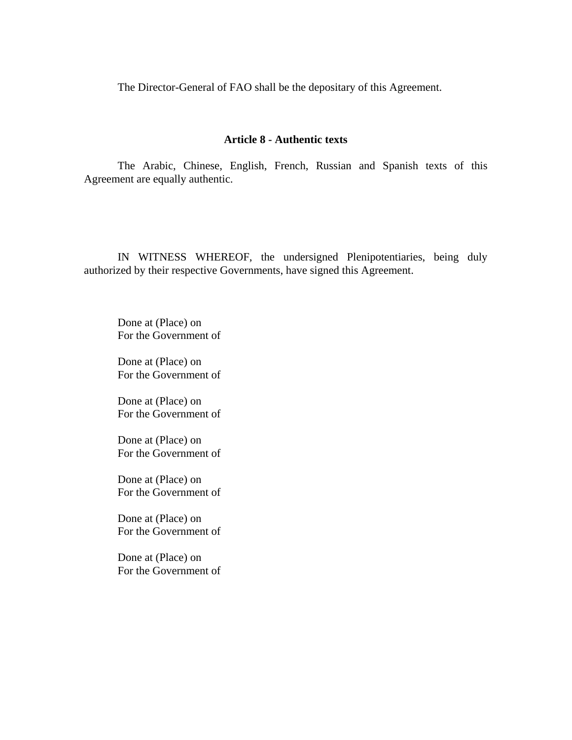The Director-General of FAO shall be the depositary of this Agreement.

### Article 8 - Authentic texts

The Arabic, Chinese, English, French, Russian and Spanish texts of this Agreement are equally authentic.

IN WITNESS WHEREOF, the undersigned Plenipotentiaries, being duly authorized by their respective Governments, have signed this Agreement.

Done at (Place) on
For the Government of

Done at (Place) on
For the Government of

Done at (Place) on
For the Government of

Done at (Place) on
For the Government of

Done at (Place) on
For the Government of

Done at (Place) on
For the Government of

Done at (Place) on
For the Government of